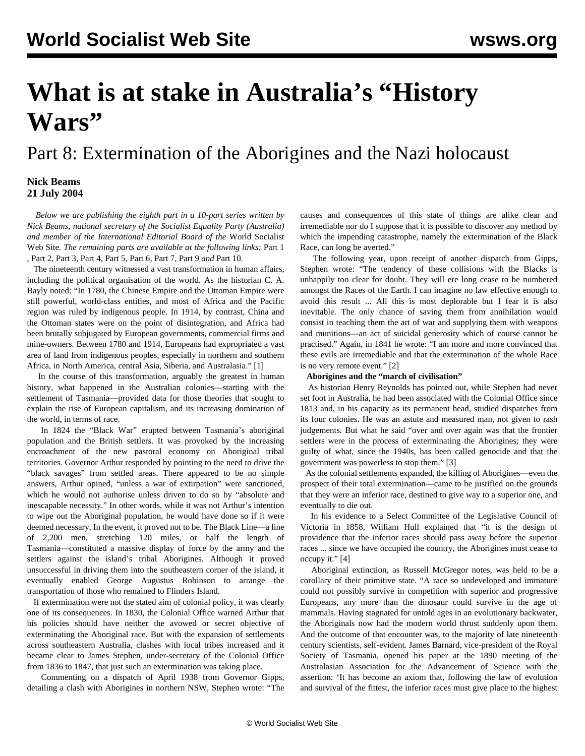# What is at stake in Australia's "History Wars"

## Part 8: Extermination of the Aborigines and the Nazi holocaust

**Nick Beams**
**21 July 2004**

*Below we are publishing the eighth part in a 10-part series written by Nick Beams, national secretary of the Socialist Equality Party (Australia) and member of the International Editorial Board of the* World Socialist Web Site*. The remaining parts are available at the following links:* Part 1 , Part 2, Part 3, Part 4, Part 5, Part 6, Part 7, Part 9 *and* Part 10*.*

The nineteenth century witnessed a vast transformation in human affairs, including the political organisation of the world. As the historian C. A. Bayly noted: "In 1780, the Chinese Empire and the Ottoman Empire were still powerful, world-class entities, and most of Africa and the Pacific region was ruled by indigenous people. In 1914, by contrast, China and the Ottoman states were on the point of disintegration, and Africa had been brutally subjugated by European governments, commercial firms and mine-owners. Between 1780 and 1914, Europeans had expropriated a vast area of land from indigenous peoples, especially in northern and southern Africa, in North America, central Asia, Siberia, and Australasia." [1]

In the course of this transformation, arguably the greatest in human history, what happened in the Australian colonies—starting with the settlement of Tasmania—provided data for those theories that sought to explain the rise of European capitalism, and its increasing domination of the world, in terms of race.

In 1824 the "Black War" erupted between Tasmania's aboriginal population and the British settlers. It was provoked by the increasing encroachment of the new pastoral economy on Aboriginal tribal territories. Governor Arthur responded by pointing to the need to drive the "black savages" from settled areas. There appeared to be no simple answers, Arthur opined, "unless a war of extirpation" were sanctioned, which he would not authorise unless driven to do so by "absolute and inescapable necessity." In other words, while it was not Arthur's intention to wipe out the Aboriginal population, he would have done so if it were deemed necessary. In the event, it proved not to be. The Black Line—a line of 2,200 men, stretching 120 miles, or half the length of Tasmania—constituted a massive display of force by the army and the settlers against the island's tribal Aborigines. Although it proved unsuccessful in driving them into the southeastern corner of the island, it eventually enabled George Augustus Robinson to arrange the transportation of those who remained to Flinders Island.

If extermination were not the stated aim of colonial policy, it was clearly one of its consequences. In 1830, the Colonial Office warned Arthur that his policies should have neither the avowed or secret objective of exterminating the Aboriginal race. But with the expansion of settlements across southeastern Australia, clashes with local tribes increased and it became clear to James Stephen, under-secretary of the Colonial Office from 1836 to 1847, that just such an extermination was taking place.

Commenting on a dispatch of April 1938 from Governor Gipps, detailing a clash with Aborigines in northern NSW, Stephen wrote: "The causes and consequences of this state of things are alike clear and irremediable nor do I suppose that it is possible to discover any method by which the impending catastrophe, namely the extermination of the Black Race, can long be averted."

The following year, upon receipt of another dispatch from Gipps, Stephen wrote: "The tendency of these collisions with the Blacks is unhappily too clear for doubt. They will ere long cease to be numbered amongst the Races of the Earth. I can imagine no law effective enough to avoid this result ... All this is most deplorable but I fear it is also inevitable. The only chance of saving them from annihilation would consist in teaching them the art of war and supplying them with weapons and munitions—an act of suicidal generosity which of course cannot be practised." Again, in 1841 he wrote: "I am more and more convinced that these evils are irremediable and that the extermination of the whole Race is no very remote event." [2]

**Aborigines and the "march of civilisation"**

As historian Henry Reynolds has pointed out, while Stephen had never set foot in Australia, he had been associated with the Colonial Office since 1813 and, in his capacity as its permanent head, studied dispatches from its four colonies. He was an astute and measured man, not given to rash judgements. But what he said "over and over again was that the frontier settlers were in the process of exterminating the Aborigines; they were guilty of what, since the 1940s, has been called genocide and that the government was powerless to stop them." [3]

As the colonial settlements expanded, the killing of Aborigines—even the prospect of their total extermination—came to be justified on the grounds that they were an inferior race, destined to give way to a superior one, and eventually to die out.

In his evidence to a Select Committee of the Legislative Council of Victoria in 1858, William Hull explained that "it is the design of providence that the inferior races should pass away before the superior races ... since we have occupied the country, the Aborigines must cease to occupy it." [4]

Aboriginal extinction, as Russell McGregor notes, was held to be a corollary of their primitive state. "A race so undeveloped and immature could not possibly survive in competition with superior and progressive Europeans, any more than the dinosaur could survive in the age of mammals. Having stagnated for untold ages in an evolutionary backwater, the Aboriginals now had the modern world thrust suddenly upon them. And the outcome of that encounter was, to the majority of late nineteenth century scientists, self-evident. James Barnard, vice-president of the Royal Society of Tasmania, opened his paper at the 1890 meeting of the Australasian Association for the Advancement of Science with the assertion: 'It has become an axiom that, following the law of evolution and survival of the fittest, the inferior races must give place to the highest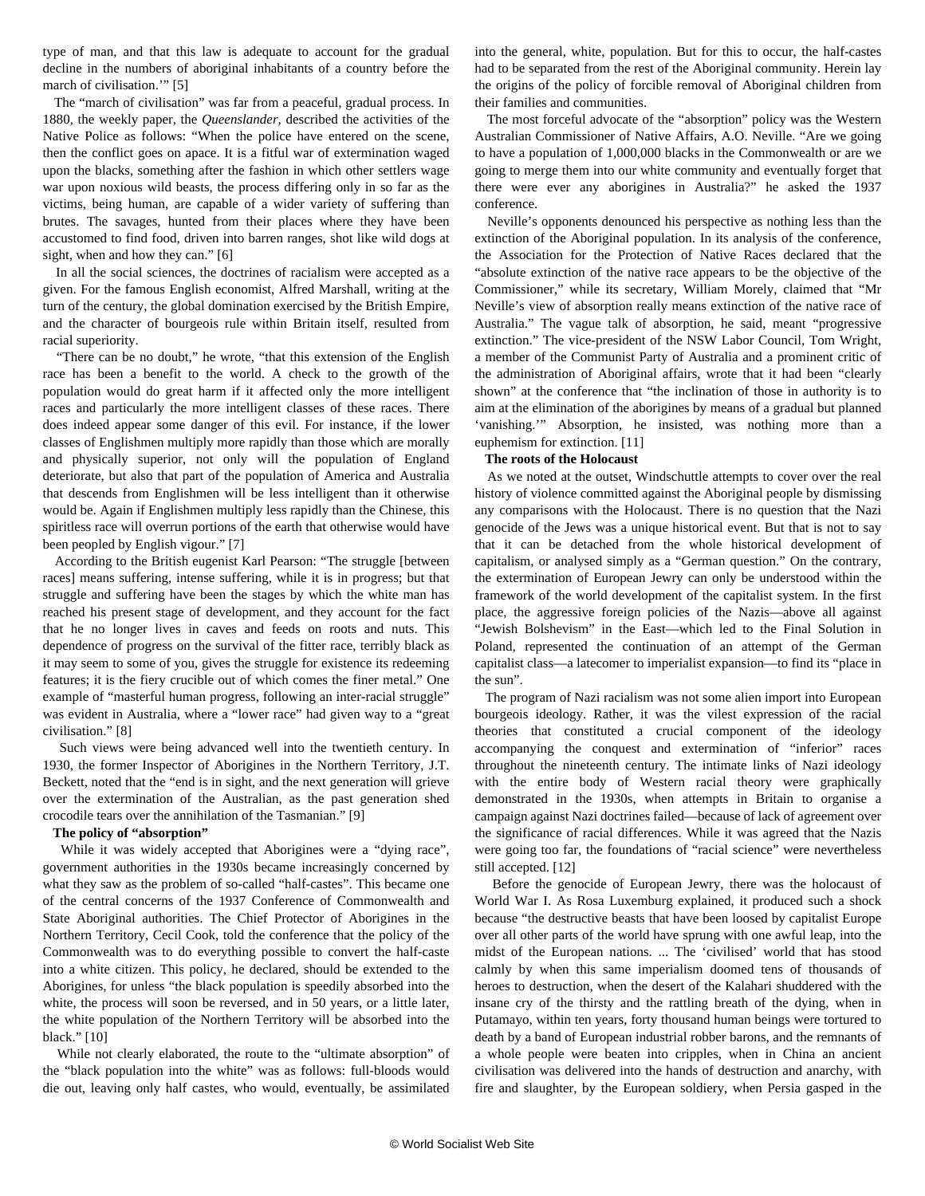type of man, and that this law is adequate to account for the gradual decline in the numbers of aboriginal inhabitants of a country before the march of civilisation.'" [5]

The "march of civilisation" was far from a peaceful, gradual process. In 1880, the weekly paper, the *Queenslander*, described the activities of the Native Police as follows: "When the police have entered on the scene, then the conflict goes on apace. It is a fitful war of extermination waged upon the blacks, something after the fashion in which other settlers wage war upon noxious wild beasts, the process differing only in so far as the victims, being human, are capable of a wider variety of suffering than brutes. The savages, hunted from their places where they have been accustomed to find food, driven into barren ranges, shot like wild dogs at sight, when and how they can." [6]

In all the social sciences, the doctrines of racialism were accepted as a given. For the famous English economist, Alfred Marshall, writing at the turn of the century, the global domination exercised by the British Empire, and the character of bourgeois rule within Britain itself, resulted from racial superiority.

"There can be no doubt," he wrote, "that this extension of the English race has been a benefit to the world. A check to the growth of the population would do great harm if it affected only the more intelligent races and particularly the more intelligent classes of these races. There does indeed appear some danger of this evil. For instance, if the lower classes of Englishmen multiply more rapidly than those which are morally and physically superior, not only will the population of England deteriorate, but also that part of the population of America and Australia that descends from Englishmen will be less intelligent than it otherwise would be. Again if Englishmen multiply less rapidly than the Chinese, this spiritless race will overrun portions of the earth that otherwise would have been peopled by English vigour." [7]

According to the British eugenist Karl Pearson: "The struggle [between races] means suffering, intense suffering, while it is in progress; but that struggle and suffering have been the stages by which the white man has reached his present stage of development, and they account for the fact that he no longer lives in caves and feeds on roots and nuts. This dependence of progress on the survival of the fitter race, terribly black as it may seem to some of you, gives the struggle for existence its redeeming features; it is the fiery crucible out of which comes the finer metal." One example of "masterful human progress, following an inter-racial struggle" was evident in Australia, where a "lower race" had given way to a "great civilisation." [8]

Such views were being advanced well into the twentieth century. In 1930, the former Inspector of Aborigines in the Northern Territory, J.T. Beckett, noted that the "end is in sight, and the next generation will grieve over the extermination of the Australian, as the past generation shed crocodile tears over the annihilation of the Tasmanian." [9]

**The policy of "absorption"**

While it was widely accepted that Aborigines were a "dying race", government authorities in the 1930s became increasingly concerned by what they saw as the problem of so-called "half-castes". This became one of the central concerns of the 1937 Conference of Commonwealth and State Aboriginal authorities. The Chief Protector of Aborigines in the Northern Territory, Cecil Cook, told the conference that the policy of the Commonwealth was to do everything possible to convert the half-caste into a white citizen. This policy, he declared, should be extended to the Aborigines, for unless "the black population is speedily absorbed into the white, the process will soon be reversed, and in 50 years, or a little later, the white population of the Northern Territory will be absorbed into the black." [10]

While not clearly elaborated, the route to the "ultimate absorption" of the "black population into the white" was as follows: full-bloods would die out, leaving only half castes, who would, eventually, be assimilated into the general, white, population. But for this to occur, the half-castes had to be separated from the rest of the Aboriginal community. Herein lay the origins of the policy of forcible removal of Aboriginal children from their families and communities.

The most forceful advocate of the "absorption" policy was the Western Australian Commissioner of Native Affairs, A.O. Neville. "Are we going to have a population of 1,000,000 blacks in the Commonwealth or are we going to merge them into our white community and eventually forget that there were ever any aborigines in Australia?" he asked the 1937 conference.

Neville's opponents denounced his perspective as nothing less than the extinction of the Aboriginal population. In its analysis of the conference, the Association for the Protection of Native Races declared that the "absolute extinction of the native race appears to be the objective of the Commissioner," while its secretary, William Morely, claimed that "Mr Neville's view of absorption really means extinction of the native race of Australia." The vague talk of absorption, he said, meant "progressive extinction." The vice-president of the NSW Labor Council, Tom Wright, a member of the Communist Party of Australia and a prominent critic of the administration of Aboriginal affairs, wrote that it had been "clearly shown" at the conference that "the inclination of those in authority is to aim at the elimination of the aborigines by means of a gradual but planned 'vanishing.'" Absorption, he insisted, was nothing more than a euphemism for extinction. [11]

**The roots of the Holocaust**

As we noted at the outset, Windschuttle attempts to cover over the real history of violence committed against the Aboriginal people by dismissing any comparisons with the Holocaust. There is no question that the Nazi genocide of the Jews was a unique historical event. But that is not to say that it can be detached from the whole historical development of capitalism, or analysed simply as a "German question." On the contrary, the extermination of European Jewry can only be understood within the framework of the world development of the capitalist system. In the first place, the aggressive foreign policies of the Nazis—above all against "Jewish Bolshevism" in the East—which led to the Final Solution in Poland, represented the continuation of an attempt of the German capitalist class—a latecomer to imperialist expansion—to find its "place in the sun".

The program of Nazi racialism was not some alien import into European bourgeois ideology. Rather, it was the vilest expression of the racial theories that constituted a crucial component of the ideology accompanying the conquest and extermination of "inferior" races throughout the nineteenth century. The intimate links of Nazi ideology with the entire body of Western racial theory were graphically demonstrated in the 1930s, when attempts in Britain to organise a campaign against Nazi doctrines failed—because of lack of agreement over the significance of racial differences. While it was agreed that the Nazis were going too far, the foundations of "racial science" were nevertheless still accepted. [12]

Before the genocide of European Jewry, there was the holocaust of World War I. As Rosa Luxemburg explained, it produced such a shock because "the destructive beasts that have been loosed by capitalist Europe over all other parts of the world have sprung with one awful leap, into the midst of the European nations. ... The 'civilised' world that has stood calmly by when this same imperialism doomed tens of thousands of heroes to destruction, when the desert of the Kalahari shuddered with the insane cry of the thirsty and the rattling breath of the dying, when in Putamayo, within ten years, forty thousand human beings were tortured to death by a band of European industrial robber barons, and the remnants of a whole people were beaten into cripples, when in China an ancient civilisation was delivered into the hands of destruction and anarchy, with fire and slaughter, by the European soldiery, when Persia gasped in the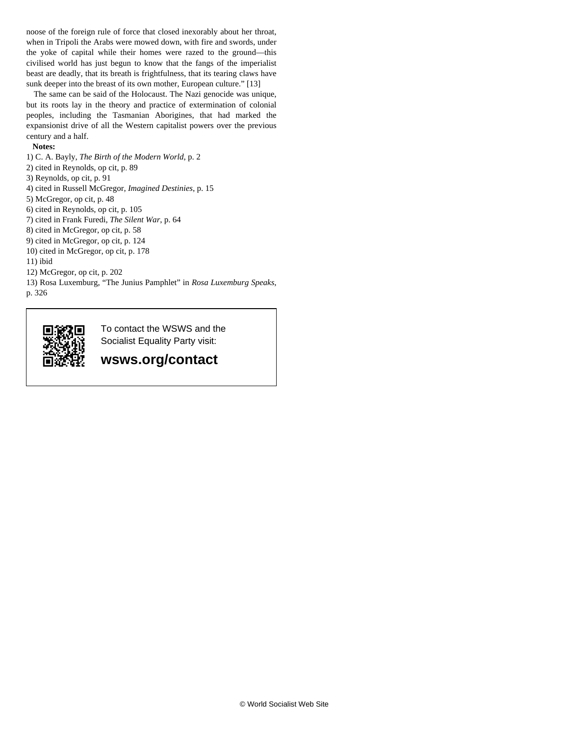noose of the foreign rule of force that closed inexorably about her throat, when in Tripoli the Arabs were mowed down, with fire and swords, under the yoke of capital while their homes were razed to the ground—this civilised world has just begun to know that the fangs of the imperialist beast are deadly, that its breath is frightfulness, that its tearing claws have sunk deeper into the breast of its own mother, European culture." [13]

The same can be said of the Holocaust. The Nazi genocide was unique, but its roots lay in the theory and practice of extermination of colonial peoples, including the Tasmanian Aborigines, that had marked the expansionist drive of all the Western capitalist powers over the previous century and a half.

**Notes:**

1) C. A. Bayly, *The Birth of the Modern World*, p. 2
2) cited in Reynolds, op cit, p. 89
3) Reynolds, op cit, p. 91
4) cited in Russell McGregor, *Imagined Destinies*, p. 15
5) McGregor, op cit, p. 48
6) cited in Reynolds, op cit, p. 105
7) cited in Frank Furedi, *The Silent War*, p. 64
8) cited in McGregor, op cit, p. 58
9) cited in McGregor, op cit, p. 124
10) cited in McGregor, op cit, p. 178
11) ibid
12) McGregor, op cit, p. 202
13) Rosa Luxemburg, "The Junius Pamphlet" in *Rosa Luxemburg Speaks*, p. 326

To contact the WSWS and the Socialist Equality Party visit:

**wsws.org/contact**